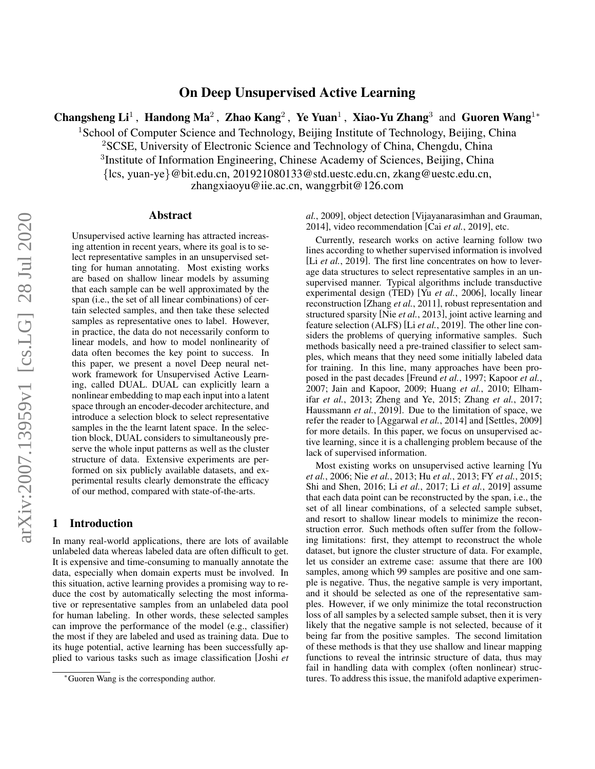# On Deep Unsupervised Active Learning

**Changsheng Li**[1], **Handong Ma**[2], **Zhao Kang**[2], **Ye Yuan**[1], **Xiao-Yu Zhang**[3] and **Guoren Wang**[1*]

[1]School of Computer Science and Technology, Beijing Institute of Technology, Beijing, China
[2]SCSE, University of Electronic Science and Technology of China, Chengdu, China
[3]Institute of Information Engineering, Chinese Academy of Sciences, Beijing, China
{lcs, yuan-ye}@bit.edu.cn, 201921080133@std.uestc.edu.cn, zkang@uestc.edu.cn, zhangxiaoyu@iie.ac.cn, wanggrbit@126.com

## Abstract

Unsupervised active learning has attracted increasing attention in recent years, where its goal is to select representative samples in an unsupervised setting for human annotating. Most existing works are based on shallow linear models by assuming that each sample can be well approximated by the span (i.e., the set of all linear combinations) of certain selected samples, and then take these selected samples as representative ones to label. However, in practice, the data do not necessarily conform to linear models, and how to model nonlinearity of data often becomes the key point to success. In this paper, we present a novel Deep neural network framework for Unsupervised Active Learning, called DUAL. DUAL can explicitly learn a nonlinear embedding to map each input into a latent space through an encoder-decoder architecture, and introduce a selection block to select representative samples in the the learnt latent space. In the selection block, DUAL considers to simultaneously preserve the whole input patterns as well as the cluster structure of data. Extensive experiments are performed on six publicly available datasets, and experimental results clearly demonstrate the efficacy of our method, compared with state-of-the-arts.

## 1 Introduction

In many real-world applications, there are lots of available unlabeled data whereas labeled data are often difficult to get. It is expensive and time-consuming to manually annotate the data, especially when domain experts must be involved. In this situation, active learning provides a promising way to reduce the cost by automatically selecting the most informative or representative samples from an unlabeled data pool for human labeling. In other words, these selected samples can improve the performance of the model (e.g., classifier) the most if they are labeled and used as training data. Due to its huge potential, active learning has been successfully applied to various tasks such as image classification [Joshi *et al.*, 2009], object detection [Vijayanarasimhan and Grauman, 2014], video recommendation [Cai *et al.*, 2019], etc.

Currently, research works on active learning follow two lines according to whether supervised information is involved [Li *et al.*, 2019]. The first line concentrates on how to leverage data structures to select representative samples in an unsupervised manner. Typical algorithms include transductive experimental design (TED) [Yu *et al.*, 2006], locally linear reconstruction [Zhang *et al.*, 2011], robust representation and structured sparsity [Nie *et al.*, 2013], joint active learning and feature selection (ALFS) [Li *et al.*, 2019]. The other line considers the problems of querying informative samples. Such methods basically need a pre-trained classifier to select samples, which means that they need some initially labeled data for training. In this line, many approaches have been proposed in the past decades [Freund *et al.*, 1997; Kapoor *et al.*, 2007; Jain and Kapoor, 2009; Huang *et al.*, 2010; Elhamifar *et al.*, 2013; Zheng and Ye, 2015; Zhang *et al.*, 2017; Haussmann *et al.*, 2019]. Due to the limitation of space, we refer the reader to [Aggarwal *et al.*, 2014] and [Settles, 2009] for more details. In this paper, we focus on unsupervised active learning, since it is a challenging problem because of the lack of supervised information.

Most existing works on unsupervised active learning [Yu *et al.*, 2006; Nie *et al.*, 2013; Hu *et al.*, 2013; FY *et al.*, 2015; Shi and Shen, 2016; Li *et al.*, 2017; Li *et al.*, 2019] assume that each data point can be reconstructed by the span, i.e., the set of all linear combinations, of a selected sample subset, and resort to shallow linear models to minimize the reconstruction error. Such methods often suffer from the following limitations: first, they attempt to reconstruct the whole dataset, but ignore the cluster structure of data. For example, let us consider an extreme case: assume that there are 100 samples, among which 99 samples are positive and one sample is negative. Thus, the negative sample is very important, and it should be selected as one of the representative samples. However, if we only minimize the total reconstruction loss of all samples by a selected sample subset, then it is very likely that the negative sample is not selected, because of it being far from the positive samples. The second limitation of these methods is that they use shallow and linear mapping functions to reveal the intrinsic structure of data, thus may fail in handling data with complex (often nonlinear) structures. To address this issue, the manifold adaptive experimen-

[*]Guoren Wang is the corresponding author.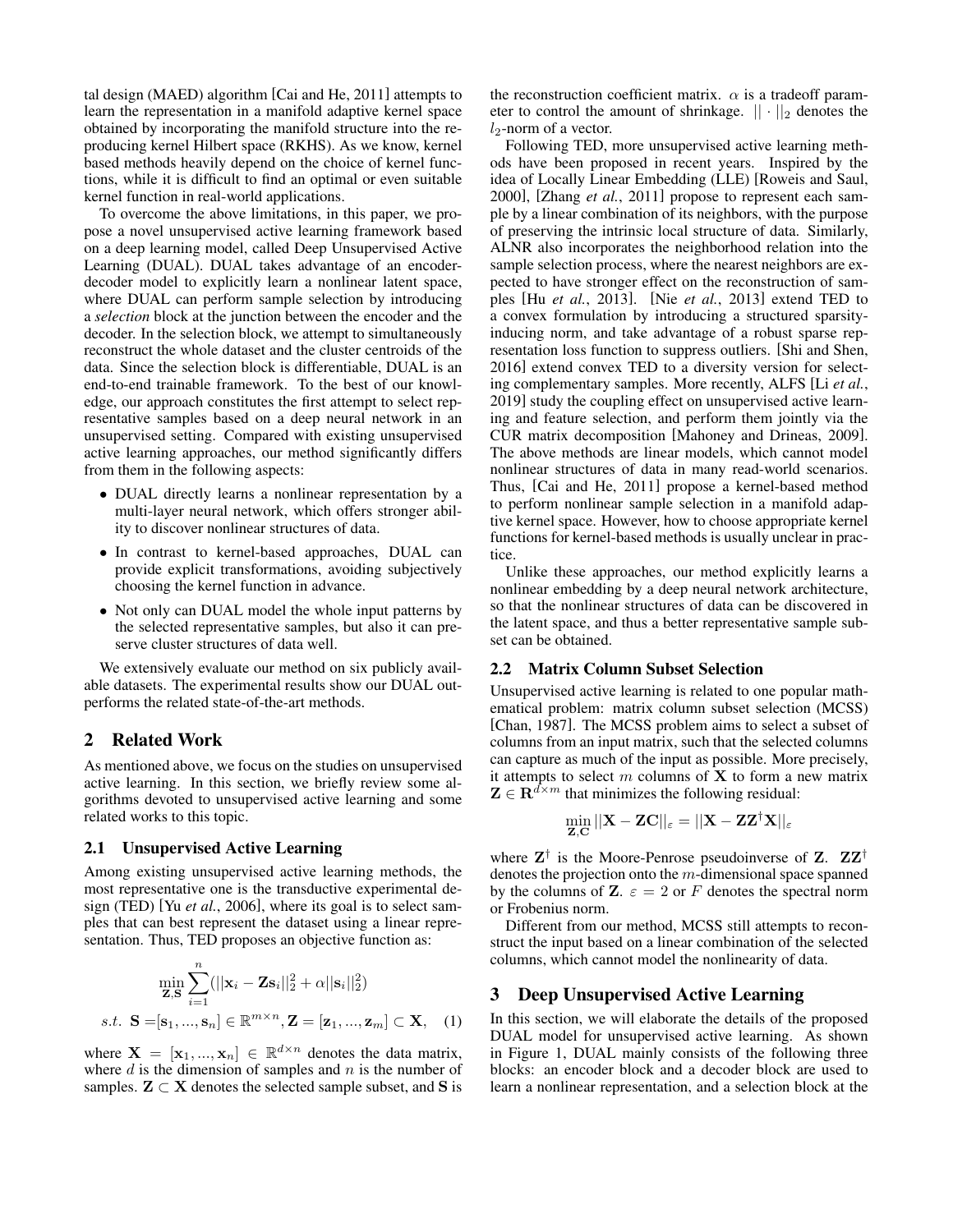tal design (MAED) algorithm [Cai and He, 2011] attempts to learn the representation in a manifold adaptive kernel space obtained by incorporating the manifold structure into the reproducing kernel Hilbert space (RKHS). As we know, kernel based methods heavily depend on the choice of kernel functions, while it is difficult to find an optimal or even suitable kernel function in real-world applications.

To overcome the above limitations, in this paper, we propose a novel unsupervised active learning framework based on a deep learning model, called Deep Unsupervised Active Learning (DUAL). DUAL takes advantage of an encoder-decoder model to explicitly learn a nonlinear latent space, where DUAL can perform sample selection by introducing a *selection* block at the junction between the encoder and the decoder. In the selection block, we attempt to simultaneously reconstruct the whole dataset and the cluster centroids of the data. Since the selection block is differentiable, DUAL is an end-to-end trainable framework. To the best of our knowledge, our approach constitutes the first attempt to select representative samples based on a deep neural network in an unsupervised setting. Compared with existing unsupervised active learning approaches, our method significantly differs from them in the following aspects:

- DUAL directly learns a nonlinear representation by a multi-layer neural network, which offers stronger ability to discover nonlinear structures of data.
- In contrast to kernel-based approaches, DUAL can provide explicit transformations, avoiding subjectively choosing the kernel function in advance.
- Not only can DUAL model the whole input patterns by the selected representative samples, but also it can preserve cluster structures of data well.

We extensively evaluate our method on six publicly available datasets. The experimental results show our DUAL outperforms the related state-of-the-art methods.

## 2 Related Work

As mentioned above, we focus on the studies on unsupervised active learning. In this section, we briefly review some algorithms devoted to unsupervised active learning and some related works to this topic.

### 2.1 Unsupervised Active Learning

Among existing unsupervised active learning methods, the most representative one is the transductive experimental design (TED) [Yu *et al.*, 2006], where its goal is to select samples that can best represent the dataset using a linear representation. Thus, TED proposes an objective function as:

$$\min_{\mathbf{Z},\mathbf{S}} \sum_{i=1}^{n} (||\mathbf{x}_i - \mathbf{Z}\mathbf{s}_i||_2^2 + \alpha||\mathbf{s}_i||_2^2)$$
$$s.t.\ \mathbf{S} = [\mathbf{s}_1, ..., \mathbf{s}_n] \in \mathbb{R}^{m\times n}, \mathbf{Z} = [\mathbf{z}_1, ..., \mathbf{z}_m] \subset \mathbf{X}, \quad (1)$$

where $\mathbf{X} = [\mathbf{x}_1, ..., \mathbf{x}_n] \in \mathbb{R}^{d\times n}$ denotes the data matrix, where $d$ is the dimension of samples and $n$ is the number of samples. $\mathbf{Z} \subset \mathbf{X}$ denotes the selected sample subset, and $\mathbf{S}$ is the reconstruction coefficient matrix. $\alpha$ is a tradeoff parameter to control the amount of shrinkage. $||\cdot||_2$ denotes the $l_2$-norm of a vector.

Following TED, more unsupervised active learning methods have been proposed in recent years. Inspired by the idea of Locally Linear Embedding (LLE) [Roweis and Saul, 2000], [Zhang *et al.*, 2011] propose to represent each sample by a linear combination of its neighbors, with the purpose of preserving the intrinsic local structure of data. Similarly, ALNR also incorporates the neighborhood relation into the sample selection process, where the nearest neighbors are expected to have stronger effect on the reconstruction of samples [Hu *et al.*, 2013]. [Nie *et al.*, 2013] extend TED to a convex formulation by introducing a structured sparsity-inducing norm, and take advantage of a robust sparse representation loss function to suppress outliers. [Shi and Shen, 2016] extend convex TED to a diversity version for selecting complementary samples. More recently, ALFS [Li *et al.*, 2019] study the coupling effect on unsupervised active learning and feature selection, and perform them jointly via the CUR matrix decomposition [Mahoney and Drineas, 2009]. The above methods are linear models, which cannot model nonlinear structures of data in many read-world scenarios. Thus, [Cai and He, 2011] propose a kernel-based method to perform nonlinear sample selection in a manifold adaptive kernel space. However, how to choose appropriate kernel functions for kernel-based methods is usually unclear in practice.

Unlike these approaches, our method explicitly learns a nonlinear embedding by a deep neural network architecture, so that the nonlinear structures of data can be discovered in the latent space, and thus a better representative sample subset can be obtained.

### 2.2 Matrix Column Subset Selection

Unsupervised active learning is related to one popular mathematical problem: matrix column subset selection (MCSS) [Chan, 1987]. The MCSS problem aims to select a subset of columns from an input matrix, such that the selected columns can capture as much of the input as possible. More precisely, it attempts to select $m$ columns of $\mathbf{X}$ to form a new matrix $\mathbf{Z} \in \mathbf{R}^{d\times m}$ that minimizes the following residual:

$$\min_{\mathbf{Z},\mathbf{C}} ||\mathbf{X} - \mathbf{Z}\mathbf{C}||_\varepsilon = ||\mathbf{X} - \mathbf{Z}\mathbf{Z}^\dagger\mathbf{X}||_\varepsilon$$

where $\mathbf{Z}^\dagger$ is the Moore-Penrose pseudoinverse of $\mathbf{Z}$. $\mathbf{Z}\mathbf{Z}^\dagger$ denotes the projection onto the $m$-dimensional space spanned by the columns of $\mathbf{Z}$. $\varepsilon = 2$ or $F$ denotes the spectral norm or Frobenius norm.

Different from our method, MCSS still attempts to reconstruct the input based on a linear combination of the selected columns, which cannot model the nonlinearity of data.

## 3 Deep Unsupervised Active Learning

In this section, we will elaborate the details of the proposed DUAL model for unsupervised active learning. As shown in Figure 1, DUAL mainly consists of the following three blocks: an encoder block and a decoder block are used to learn a nonlinear representation, and a selection block at the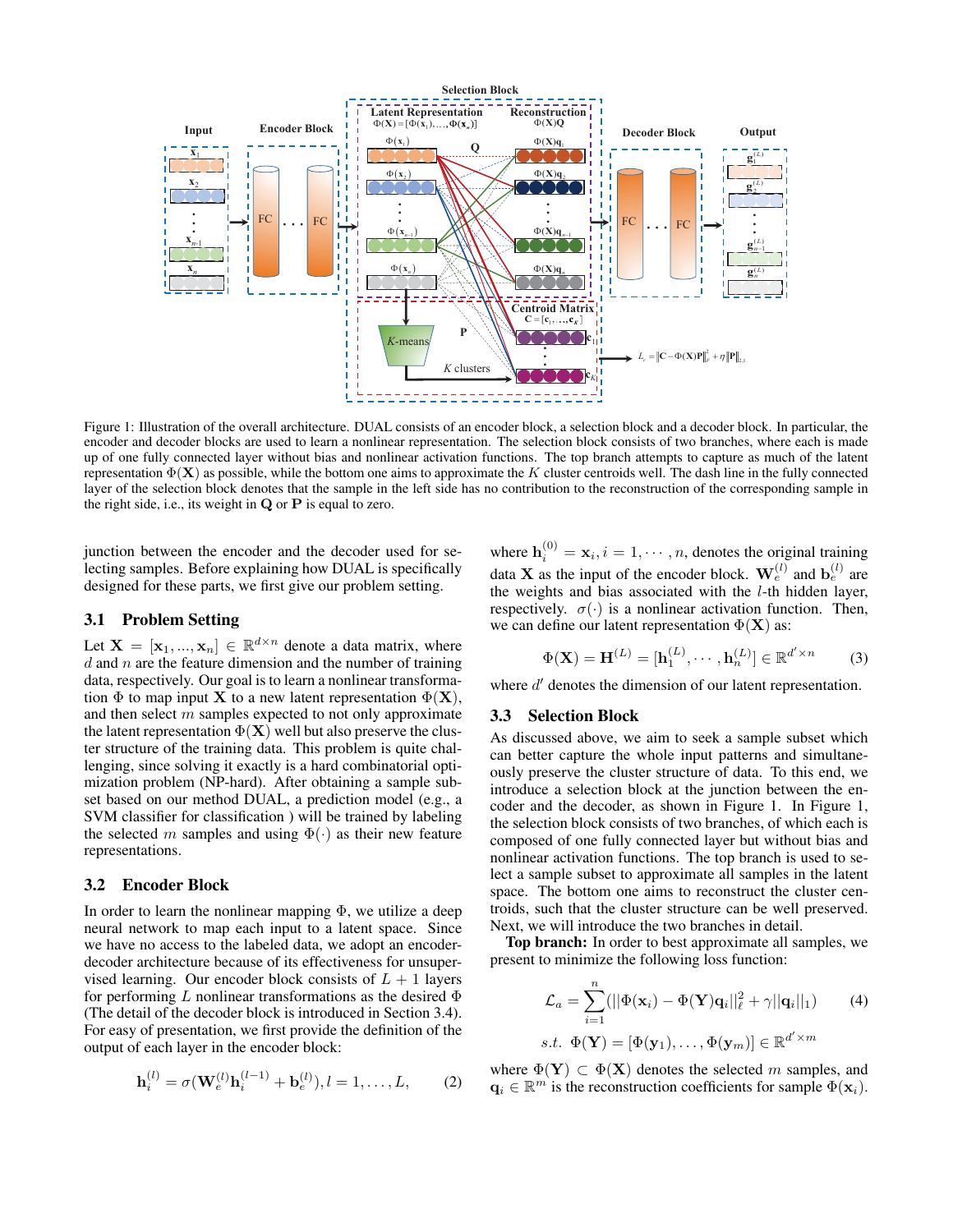Selection Block

Latent Representation $\Phi(\mathbf{X})=[\Phi(\mathbf{x}_1),\ldots,\Phi(\mathbf{x}_n)]$

Reconstruction $\Phi(\mathbf{X})\mathbf{Q}$

Input

Encoder Block

Decoder Block

Output

FC

Q

P

*K*-means

*K* clusters

Centroid Matrix $\mathbf{C}=[\mathbf{c}_1,\ldots,\mathbf{c}_K]$

$L_c = \|\mathbf{C}-\Phi(\mathbf{X})\mathbf{P}\|_F^2 + \eta\|\mathbf{P}\|_{2,1}$

Figure 1: Illustration of the overall architecture. DUAL consists of an encoder block, a selection block and a decoder block. In particular, the encoder and decoder blocks are used to learn a nonlinear representation. The selection block consists of two branches, where each is made up of one fully connected layer without bias and nonlinear activation functions. The top branch attempts to capture as much of the latent representation $\Phi(\mathbf{X})$ as possible, while the bottom one aims to approximate the $K$ cluster centroids well. The dash line in the fully connected layer of the selection block denotes that the sample in the left side has no contribution to the reconstruction of the corresponding sample in the right side, i.e., its weight in $\mathbf{Q}$ or $\mathbf{P}$ is equal to zero.

junction between the encoder and the decoder used for selecting samples. Before explaining how DUAL is specifically designed for these parts, we first give our problem setting.

### 3.1 Problem Setting

Let $\mathbf{X} = [\mathbf{x}_1, ..., \mathbf{x}_n] \in \mathbb{R}^{d\times n}$ denote a data matrix, where $d$ and $n$ are the feature dimension and the number of training data, respectively. Our goal is to learn a nonlinear transformation $\Phi$ to map input $\mathbf{X}$ to a new latent representation $\Phi(\mathbf{X})$, and then select $m$ samples expected to not only approximate the latent representation $\Phi(\mathbf{X})$ well but also preserve the cluster structure of the training data. This problem is quite challenging, since solving it exactly is a hard combinatorial optimization problem (NP-hard). After obtaining a sample subset based on our method DUAL, a prediction model (e.g., a SVM classifier for classification ) will be trained by labeling the selected $m$ samples and using $\Phi(\cdot)$ as their new feature representations.

### 3.2 Encoder Block

In order to learn the nonlinear mapping $\Phi$, we utilize a deep neural network to map each input to a latent space. Since we have no access to the labeled data, we adopt an encoder-decoder architecture because of its effectiveness for unsupervised learning. Our encoder block consists of $L + 1$ layers for performing $L$ nonlinear transformations as the desired $\Phi$ (The detail of the decoder block is introduced in Section 3.4). For easy of presentation, we first provide the definition of the output of each layer in the encoder block:

$$\mathbf{h}_i^{(l)} = \sigma(\mathbf{W}_e^{(l)}\mathbf{h}_i^{(l-1)} + \mathbf{b}_e^{(l)}), l = 1, \ldots, L, \tag{2}$$

where $\mathbf{h}_i^{(0)} = \mathbf{x}_i, i = 1, \cdots, n$, denotes the original training data $\mathbf{X}$ as the input of the encoder block. $\mathbf{W}_e^{(l)}$ and $\mathbf{b}_e^{(l)}$ are the weights and bias associated with the $l$-th hidden layer, respectively. $\sigma(\cdot)$ is a nonlinear activation function. Then, we can define our latent representation $\Phi(\mathbf{X})$ as:

$$\Phi(\mathbf{X}) = \mathbf{H}^{(L)} = [\mathbf{h}_1^{(L)}, \cdots, \mathbf{h}_n^{(L)}] \in \mathbb{R}^{d'\times n} \tag{3}$$

where $d'$ denotes the dimension of our latent representation.

### 3.3 Selection Block

As discussed above, we aim to seek a sample subset which can better capture the whole input patterns and simultaneously preserve the cluster structure of data. To this end, we introduce a selection block at the junction between the encoder and the decoder, as shown in Figure 1. In Figure 1, the selection block consists of two branches, of which each is composed of one fully connected layer but without bias and nonlinear activation functions. The top branch is used to select a sample subset to approximate all samples in the latent space. The bottom one aims to reconstruct the cluster centroids, such that the cluster structure can be well preserved. Next, we will introduce the two branches in detail.

**Top branch:** In order to best approximate all samples, we present to minimize the following loss function:

$$\mathcal{L}_a = \sum_{i=1}^{n}(||\Phi(\mathbf{x}_i) - \Phi(\mathbf{Y})\mathbf{q}_i||_\ell^2 + \gamma||\mathbf{q}_i||_1) \tag{4}$$
$$s.t.\ \ \Phi(\mathbf{Y}) = [\Phi(\mathbf{y}_1), \ldots, \Phi(\mathbf{y}_m)] \in \mathbb{R}^{d'\times m}$$

where $\Phi(\mathbf{Y}) \subset \Phi(\mathbf{X})$ denotes the selected $m$ samples, and $\mathbf{q}_i \in \mathbb{R}^m$ is the reconstruction coefficients for sample $\Phi(\mathbf{x}_i)$.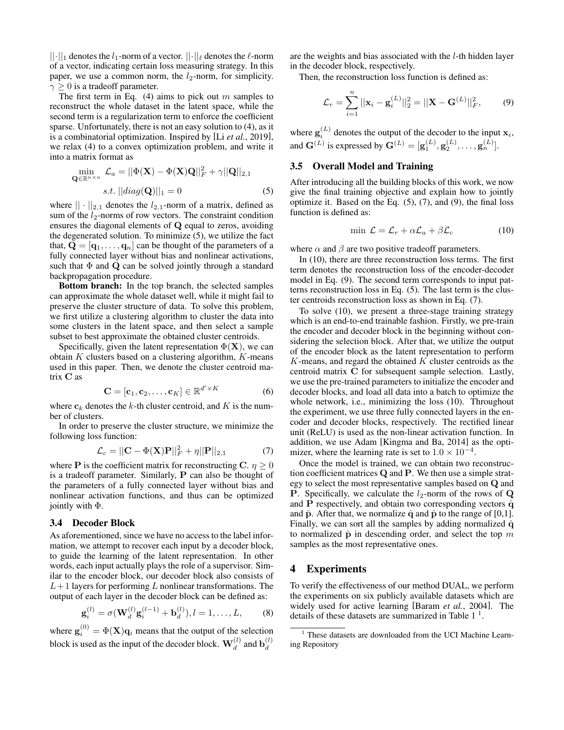$||\cdot||_1$ denotes the $l_1$-norm of a vector. $||\cdot||_\ell$ denotes the $\ell$-norm of a vector, indicating certain loss measuring strategy. In this paper, we use a common norm, the $l_2$-norm, for simplicity. $\gamma \geq 0$ is a tradeoff parameter.

The first term in Eq. (4) aims to pick out $m$ samples to reconstruct the whole dataset in the latent space, while the second term is a regularization term to enforce the coefficient sparse. Unfortunately, there is not an easy solution to (4), as it is a combinatorial optimization. Inspired by [Li *et al.*, 2019], we relax (4) to a convex optimization problem, and write it into a matrix format as

$$\min_{\mathbf{Q}\in\mathbb{R}^{n\times n}} \mathcal{L}_a = ||\Phi(\mathbf{X}) - \Phi(\mathbf{X})\mathbf{Q}||_F^2 + \gamma||\mathbf{Q}||_{2,1} \quad s.t.\ ||diag(\mathbf{Q})||_1 = 0 \tag{5}$$

where $||\cdot||_{2,1}$ denotes the $l_{2,1}$-norm of a matrix, defined as sum of the $l_2$-norms of row vectors. The constraint condition ensures the diagonal elements of $\mathbf{Q}$ equal to zeros, avoiding the degenerated solution. To minimize (5), we utilize the fact that, $\mathbf{Q} = [\mathbf{q}_1, \ldots, \mathbf{q}_n]$ can be thought of the parameters of a fully connected layer without bias and nonlinear activations, such that $\Phi$ and $\mathbf{Q}$ can be solved jointly through a standard backpropagation procedure.

**Bottom branch:** In the top branch, the selected samples can approximate the whole dataset well, while it might fail to preserve the cluster structure of data. To solve this problem, we first utilize a clustering algorithm to cluster the data into some clusters in the latent space, and then select a sample subset to best approximate the obtained cluster centroids.

Specifically, given the latent representation $\Phi(\mathbf{X})$, we can obtain $K$ clusters based on a clustering algorithm, $K$-means used in this paper. Then, we denote the cluster centroid matrix $\mathbf{C}$ as

$$\mathbf{C} = [\mathbf{c}_1, \mathbf{c}_2, \ldots, \mathbf{c}_K] \in \mathbb{R}^{d'\times K} \tag{6}$$

where $\mathbf{c}_k$ denotes the $k$-th cluster centroid, and $K$ is the number of clusters.

In order to preserve the cluster structure, we minimize the following loss function:

$$\mathcal{L}_c = ||\mathbf{C} - \Phi(\mathbf{X})\mathbf{P}||_F^2 + \eta||\mathbf{P}||_{2,1} \tag{7}$$

where $\mathbf{P}$ is the coefficient matrix for reconstructing $\mathbf{C}$. $\eta \geq 0$ is a tradeoff parameter. Similarly, $\mathbf{P}$ can also be thought of the parameters of a fully connected layer without bias and nonlinear activation functions, and thus can be optimized jointly with $\Phi$.

### 3.4 Decoder Block

As aforementioned, since we have no access to the label information, we attempt to recover each input by a decoder block, to guide the learning of the latent representation. In other words, each input actually plays the role of a supervisor. Similar to the encoder block, our decoder block also consists of $L+1$ layers for performing $L$ nonlinear transformations. The output of each layer in the decoder block can be defined as:

$$\mathbf{g}_i^{(l)} = \sigma(\mathbf{W}_d^{(l)}\mathbf{g}_i^{(l-1)} + \mathbf{b}_d^{(l)}), l = 1, \ldots, L, \tag{8}$$

where $\mathbf{g}_i^{(0)} = \Phi(\mathbf{X})\mathbf{q}_i$ means that the output of the selection block is used as the input of the decoder block. $\mathbf{W}_d^{(l)}$ and $\mathbf{b}_d^{(l)}$ are the weights and bias associated with the $l$-th hidden layer in the decoder block, respectively.

Then, the reconstruction loss function is defined as:

$$\mathcal{L}_r = \sum_{i=1}^{n} ||\mathbf{x}_i - \mathbf{g}_i^{(L)}||_2^2 = ||\mathbf{X} - \mathbf{G}^{(L)}||_F^2, \tag{9}$$

where $\mathbf{g}_i^{(L)}$ denotes the output of the decoder to the input $\mathbf{x}_i$, and $\mathbf{G}^{(L)}$ is expressed by $\mathbf{G}^{(L)} = [\mathbf{g}_1^{(L)}, \mathbf{g}_2^{(L)}, \ldots, \mathbf{g}_n^{(L)}]$.

### 3.5 Overall Model and Training

After introducing all the building blocks of this work, we now give the final training objective and explain how to jointly optimize it. Based on the Eq. (5), (7), and (9), the final loss function is defined as:

$$\min\ \mathcal{L} = \mathcal{L}_r + \alpha\mathcal{L}_a + \beta\mathcal{L}_c \tag{10}$$

where $\alpha$ and $\beta$ are two positive tradeoff parameters.

In (10), there are three reconstruction loss terms. The first term denotes the reconstruction loss of the encoder-decoder model in Eq. (9). The second term corresponds to input patterns reconstruction loss in Eq. (5). The last term is the cluster centroids reconstruction loss as shown in Eq. (7).

To solve (10), we present a three-stage training strategy which is an end-to-end trainable fashion. Firstly, we pre-train the encoder and decoder block in the beginning without considering the selection block. After that, we utilize the output of the encoder block as the latent representation to perform $K$-means, and regard the obtained $K$ cluster centroids as the centroid matrix $\mathbf{C}$ for subsequent sample selection. Lastly, we use the pre-trained parameters to initialize the encoder and decoder blocks, and load all data into a batch to optimize the whole network, i.e., minimizing the loss (10). Throughout the experiment, we use three fully connected layers in the encoder and decoder blocks, respectively. The rectified linear unit (ReLU) is used as the non-linear activation function. In addition, we use Adam [Kingma and Ba, 2014] as the optimizer, where the learning rate is set to $1.0 \times 10^{-4}$.

Once the model is trained, we can obtain two reconstruction coefficient matrices $\mathbf{Q}$ and $\mathbf{P}$. We then use a simple strategy to select the most representative samples based on $\mathbf{Q}$ and $\mathbf{P}$. Specifically, we calculate the $l_2$-norm of the rows of $\mathbf{Q}$ and $\mathbf{P}$ respectively, and obtain two corresponding vectors $\hat{\mathbf{q}}$ and $\hat{\mathbf{p}}$. After that, we normalize $\hat{\mathbf{q}}$ and $\hat{\mathbf{p}}$ to the range of [0,1]. Finally, we can sort all the samples by adding normalized $\hat{\mathbf{q}}$ to normalized $\hat{\mathbf{p}}$ in descending order, and select the top $m$ samples as the most representative ones.

## 4 Experiments

To verify the effectiveness of our method DUAL, we perform the experiments on six publicly available datasets which are widely used for active learning [Baram *et al.*, 2004]. The details of these datasets are summarized in Table 1 [1].

[1] These datasets are downloaded from the UCI Machine Learning Repository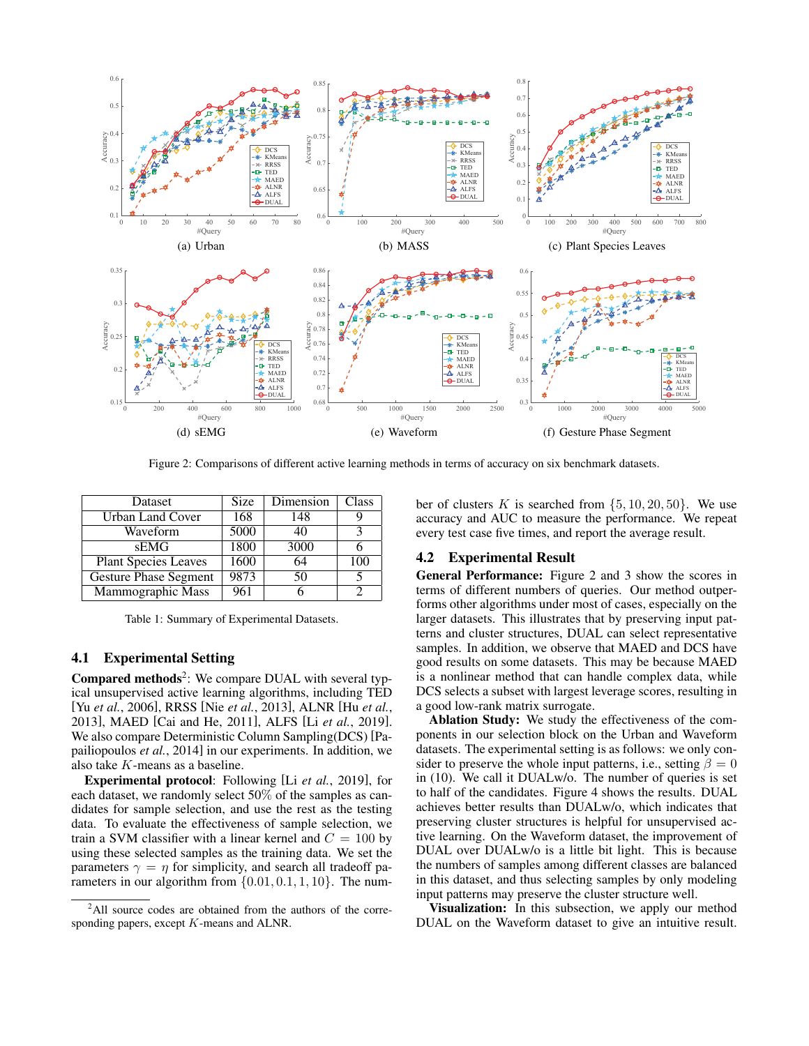Accuracy

#Query

(a) Urban

DCS
KMeans
RRSS
TED
MAED
ALNR
ALFS
DUAL

(b) MASS

(c) Plant Species Leaves

(d) sEMG

(e) Waveform

(f) Gesture Phase Segment

Figure 2: Comparisons of different active learning methods in terms of accuracy on six benchmark datasets.

| Dataset | Size | Dimension | Class |
|---|---|---|---|
| Urban Land Cover | 168 | 148 | 9 |
| Waveform | 5000 | 40 | 3 |
| sEMG | 1800 | 3000 | 6 |
| Plant Species Leaves | 1600 | 64 | 100 |
| Gesture Phase Segment | 9873 | 50 | 5 |
| Mammographic Mass | 961 | 6 | 2 |

Table 1: Summary of Experimental Datasets.

## 4.1 Experimental Setting

**Compared methods**[2]: We compare DUAL with several typical unsupervised active learning algorithms, including TED [Yu *et al.*, 2006], RRSS [Nie *et al.*, 2013], ALNR [Hu *et al.*, 2013], MAED [Cai and He, 2011], ALFS [Li *et al.*, 2019]. We also compare Deterministic Column Sampling(DCS) [Papailiopoulos *et al.*, 2014] in our experiments. In addition, we also take $K$-means as a baseline.

**Experimental protocol**: Following [Li *et al.*, 2019], for each dataset, we randomly select 50% of the samples as candidates for sample selection, and use the rest as the testing data. To evaluate the effectiveness of sample selection, we train a SVM classifier with a linear kernel and $C = 100$ by using these selected samples as the training data. We set the parameters $\gamma = \eta$ for simplicity, and search all tradeoff parameters in our algorithm from $\{0.01, 0.1, 1, 10\}$. The number of clusters $K$ is searched from $\{5, 10, 20, 50\}$. We use accuracy and AUC to measure the performance. We repeat every test case five times, and report the average result.

[2]All source codes are obtained from the authors of the corresponding papers, except $K$-means and ALNR.

## 4.2 Experimental Result

**General Performance:** Figure 2 and 3 show the scores in terms of different numbers of queries. Our method outperforms other algorithms under most of cases, especially on the larger datasets. This illustrates that by preserving input patterns and cluster structures, DUAL can select representative samples. In addition, we observe that MAED and DCS have good results on some datasets. This may be because MAED is a nonlinear method that can handle complex data, while DCS selects a subset with largest leverage scores, resulting in a good low-rank matrix surrogate.

**Ablation Study:** We study the effectiveness of the components in our selection block on the Urban and Waveform datasets. The experimental setting is as follows: we only consider to preserve the whole input patterns, i.e., setting $\beta = 0$ in (10). We call it DUALw/o. The number of queries is set to half of the candidates. Figure 4 shows the results. DUAL achieves better results than DUALw/o, which indicates that preserving cluster structures is helpful for unsupervised active learning. On the Waveform dataset, the improvement of DUAL over DUALw/o is a little bit light. This is because the numbers of samples among different classes are balanced in this dataset, and thus selecting samples by only modeling input patterns may preserve the cluster structure well.

**Visualization:** In this subsection, we apply our method DUAL on the Waveform dataset to give an intuitive result.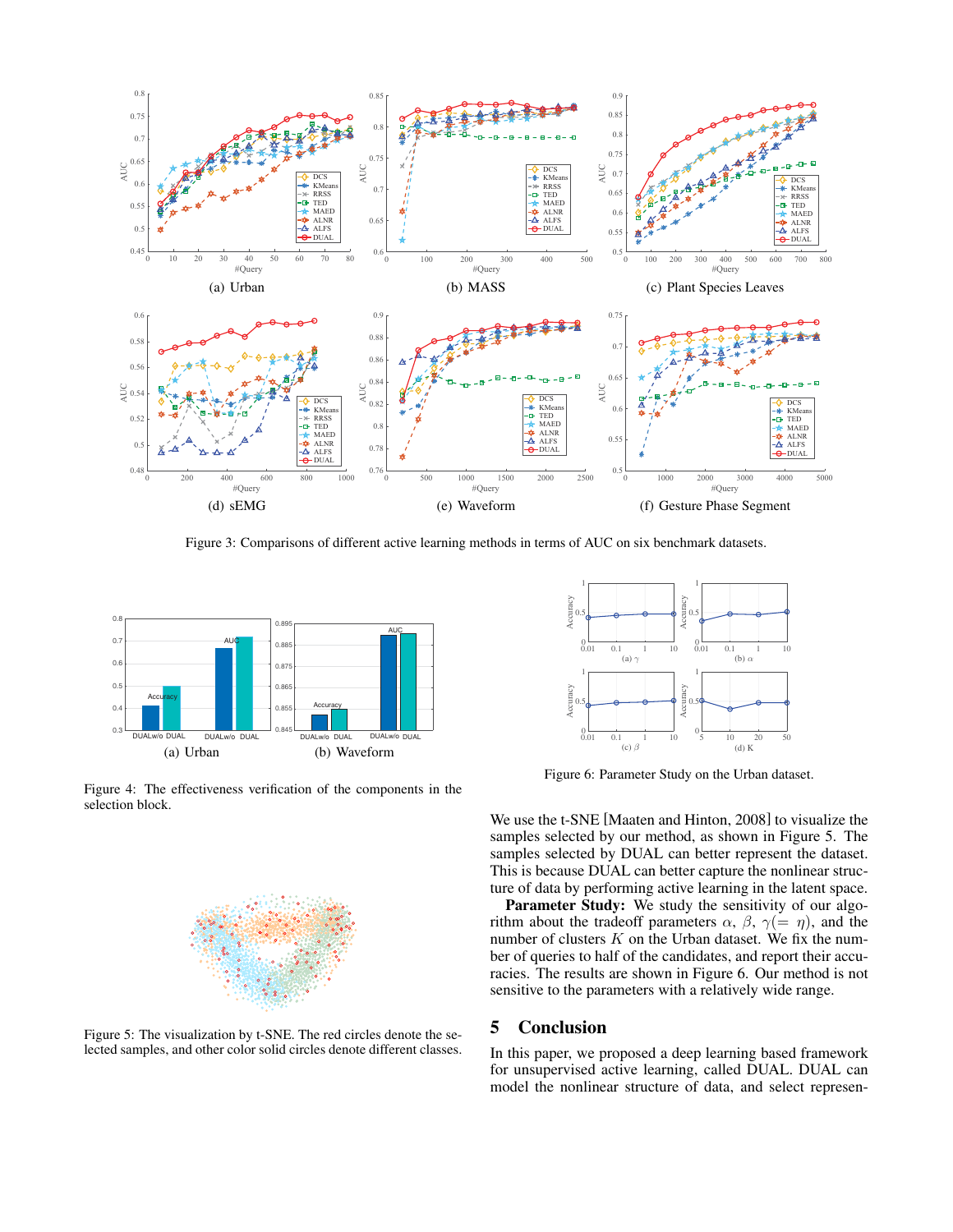(a) Urban

(b) MASS

(c) Plant Species Leaves

(d) sEMG

(e) Waveform

(f) Gesture Phase Segment

Figure 3: Comparisons of different active learning methods in terms of AUC on six benchmark datasets.

(a) Urban

(b) Waveform

Figure 4: The effectiveness verification of the components in the selection block.

Figure 5: The visualization by t-SNE. The red circles denote the selected samples, and other color solid circles denote different classes.

(a) $\gamma$

(b) $\alpha$

(c) $\beta$

(d) K

Figure 6: Parameter Study on the Urban dataset.

We use the t-SNE [Maaten and Hinton, 2008] to visualize the samples selected by our method, as shown in Figure 5. The samples selected by DUAL can better represent the dataset. This is because DUAL can better capture the nonlinear structure of data by performing active learning in the latent space.

**Parameter Study:** We study the sensitivity of our algorithm about the tradeoff parameters $\alpha$, $\beta$, $\gamma(=\eta)$, and the number of clusters $K$ on the Urban dataset. We fix the number of queries to half of the candidates, and report their accuracies. The results are shown in Figure 6. Our method is not sensitive to the parameters with a relatively wide range.

## 5 Conclusion

In this paper, we proposed a deep learning based framework for unsupervised active learning, called DUAL. DUAL can model the nonlinear structure of data, and select represen-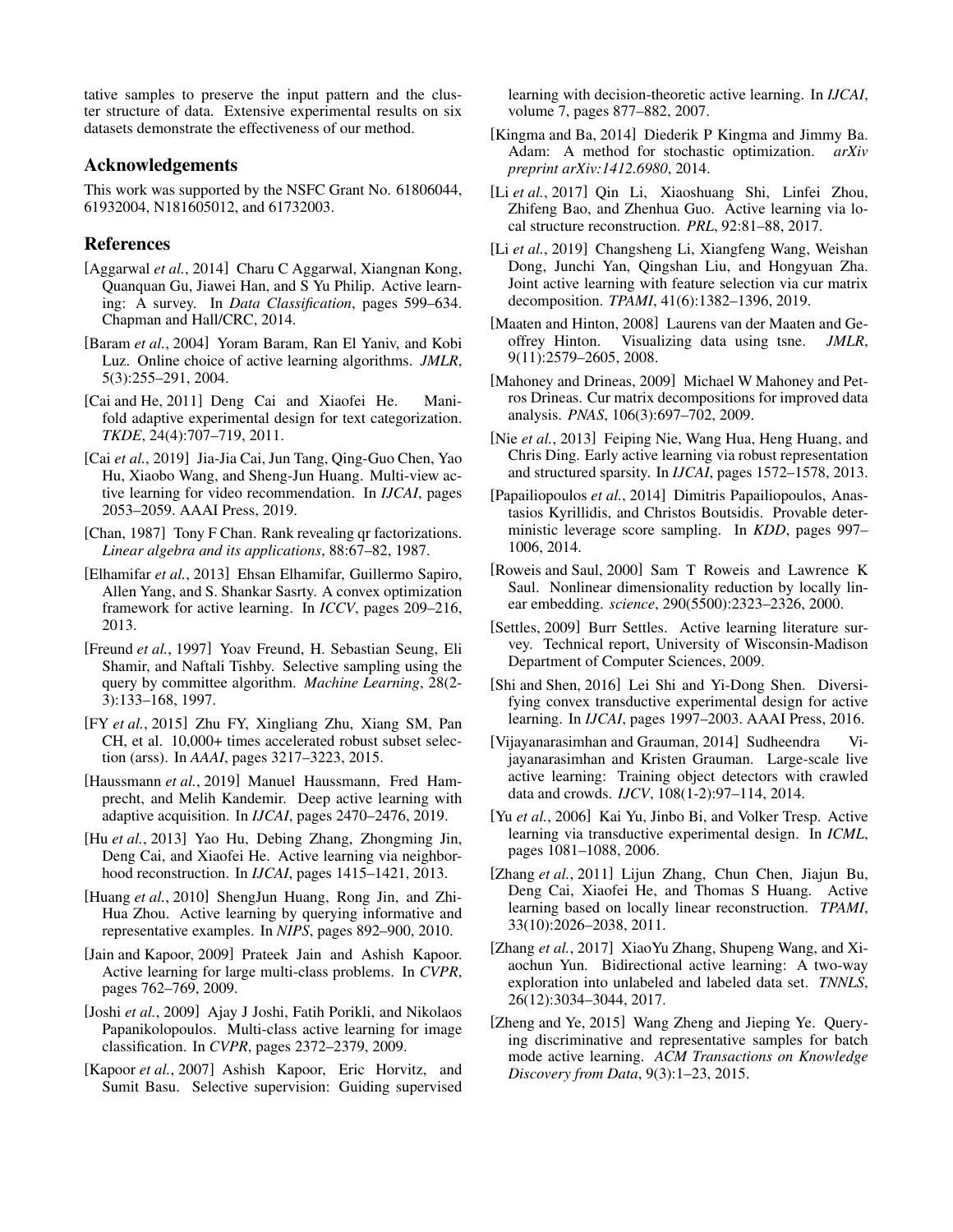tative samples to preserve the input pattern and the cluster structure of data. Extensive experimental results on six datasets demonstrate the effectiveness of our method.

## Acknowledgements

This work was supported by the NSFC Grant No. 61806044, 61932004, N181605012, and 61732003.

## References

[Aggarwal *et al.*, 2014] Charu C Aggarwal, Xiangnan Kong, Quanquan Gu, Jiawei Han, and S Yu Philip. Active learning: A survey. In *Data Classification*, pages 599–634. Chapman and Hall/CRC, 2014.

[Baram *et al.*, 2004] Yoram Baram, Ran El Yaniv, and Kobi Luz. Online choice of active learning algorithms. *JMLR*, 5(3):255–291, 2004.

[Cai and He, 2011] Deng Cai and Xiaofei He. Manifold adaptive experimental design for text categorization. *TKDE*, 24(4):707–719, 2011.

[Cai *et al.*, 2019] Jia-Jia Cai, Jun Tang, Qing-Guo Chen, Yao Hu, Xiaobo Wang, and Sheng-Jun Huang. Multi-view active learning for video recommendation. In *IJCAI*, pages 2053–2059. AAAI Press, 2019.

[Chan, 1987] Tony F Chan. Rank revealing qr factorizations. *Linear algebra and its applications*, 88:67–82, 1987.

[Elhamifar *et al.*, 2013] Ehsan Elhamifar, Guillermo Sapiro, Allen Yang, and S. Shankar Sasrty. A convex optimization framework for active learning. In *ICCV*, pages 209–216, 2013.

[Freund *et al.*, 1997] Yoav Freund, H. Sebastian Seung, Eli Shamir, and Naftali Tishby. Selective sampling using the query by committee algorithm. *Machine Learning*, 28(2-3):133–168, 1997.

[FY *et al.*, 2015] Zhu FY, Xingliang Zhu, Xiang SM, Pan CH, et al. 10,000+ times accelerated robust subset selection (arss). In *AAAI*, pages 3217–3223, 2015.

[Haussmann *et al.*, 2019] Manuel Haussmann, Fred Hamprecht, and Melih Kandemir. Deep active learning with adaptive acquisition. In *IJCAI*, pages 2470–2476, 2019.

[Hu *et al.*, 2013] Yao Hu, Debing Zhang, Zhongming Jin, Deng Cai, and Xiaofei He. Active learning via neighborhood reconstruction. In *IJCAI*, pages 1415–1421, 2013.

[Huang *et al.*, 2010] ShengJun Huang, Rong Jin, and Zhi-Hua Zhou. Active learning by querying informative and representative examples. In *NIPS*, pages 892–900, 2010.

[Jain and Kapoor, 2009] Prateek Jain and Ashish Kapoor. Active learning for large multi-class problems. In *CVPR*, pages 762–769, 2009.

[Joshi *et al.*, 2009] Ajay J Joshi, Fatih Porikli, and Nikolaos Papanikolopoulos. Multi-class active learning for image classification. In *CVPR*, pages 2372–2379, 2009.

[Kapoor *et al.*, 2007] Ashish Kapoor, Eric Horvitz, and Sumit Basu. Selective supervision: Guiding supervised learning with decision-theoretic active learning. In *IJCAI*, volume 7, pages 877–882, 2007.

[Kingma and Ba, 2014] Diederik P Kingma and Jimmy Ba. Adam: A method for stochastic optimization. *arXiv preprint arXiv:1412.6980*, 2014.

[Li *et al.*, 2017] Qin Li, Xiaoshuang Shi, Linfei Zhou, Zhifeng Bao, and Zhenhua Guo. Active learning via local structure reconstruction. *PRL*, 92:81–88, 2017.

[Li *et al.*, 2019] Changsheng Li, Xiangfeng Wang, Weishan Dong, Junchi Yan, Qingshan Liu, and Hongyuan Zha. Joint active learning with feature selection via cur matrix decomposition. *TPAMI*, 41(6):1382–1396, 2019.

[Maaten and Hinton, 2008] Laurens van der Maaten and Geoffrey Hinton. Visualizing data using tsne. *JMLR*, 9(11):2579–2605, 2008.

[Mahoney and Drineas, 2009] Michael W Mahoney and Petros Drineas. Cur matrix decompositions for improved data analysis. *PNAS*, 106(3):697–702, 2009.

[Nie *et al.*, 2013] Feiping Nie, Wang Hua, Heng Huang, and Chris Ding. Early active learning via robust representation and structured sparsity. In *IJCAI*, pages 1572–1578, 2013.

[Papailiopoulos *et al.*, 2014] Dimitris Papailiopoulos, Anastasios Kyrillidis, and Christos Boutsidis. Provable deterministic leverage score sampling. In *KDD*, pages 997–1006, 2014.

[Roweis and Saul, 2000] Sam T Roweis and Lawrence K Saul. Nonlinear dimensionality reduction by locally linear embedding. *science*, 290(5500):2323–2326, 2000.

[Settles, 2009] Burr Settles. Active learning literature survey. Technical report, University of Wisconsin-Madison Department of Computer Sciences, 2009.

[Shi and Shen, 2016] Lei Shi and Yi-Dong Shen. Diversifying convex transductive experimental design for active learning. In *IJCAI*, pages 1997–2003. AAAI Press, 2016.

[Vijayanarasimhan and Grauman, 2014] Sudheendra Vijayanarasimhan and Kristen Grauman. Large-scale live active learning: Training object detectors with crawled data and crowds. *IJCV*, 108(1-2):97–114, 2014.

[Yu *et al.*, 2006] Kai Yu, Jinbo Bi, and Volker Tresp. Active learning via transductive experimental design. In *ICML*, pages 1081–1088, 2006.

[Zhang *et al.*, 2011] Lijun Zhang, Chun Chen, Jiajun Bu, Deng Cai, Xiaofei He, and Thomas S Huang. Active learning based on locally linear reconstruction. *TPAMI*, 33(10):2026–2038, 2011.

[Zhang *et al.*, 2017] XiaoYu Zhang, Shupeng Wang, and Xiaochun Yun. Bidirectional active learning: A two-way exploration into unlabeled and labeled data set. *TNNLS*, 26(12):3034–3044, 2017.

[Zheng and Ye, 2015] Wang Zheng and Jieping Ye. Querying discriminative and representative samples for batch mode active learning. *ACM Transactions on Knowledge Discovery from Data*, 9(3):1–23, 2015.